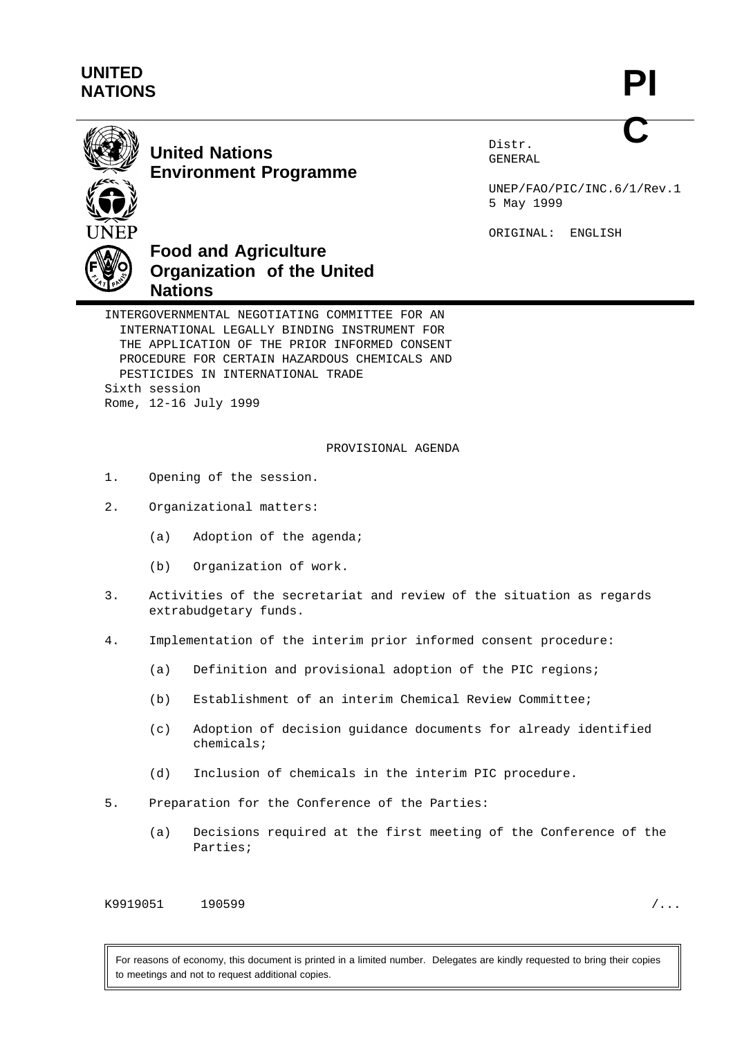**UNITED NATIONS**

**PIC**

**United Nations Environment Programme**

**Food and Agriculture Organization of the United Nations**

Distr.
GENERAL

UNEP/FAO/PIC/INC.6/1/Rev.1
5 May 1999

ORIGINAL: ENGLISH

INTERGOVERNMENTAL NEGOTIATING COMMITTEE FOR AN INTERNATIONAL LEGALLY BINDING INSTRUMENT FOR THE APPLICATION OF THE PRIOR INFORMED CONSENT PROCEDURE FOR CERTAIN HAZARDOUS CHEMICALS AND PESTICIDES IN INTERNATIONAL TRADE
Sixth session
Rome, 12-16 July 1999

## PROVISIONAL AGENDA

1. Opening of the session.

2. Organizational matters:

   (a) Adoption of the agenda;

   (b) Organization of work.

3. Activities of the secretariat and review of the situation as regards extrabudgetary funds.

4. Implementation of the interim prior informed consent procedure:

   (a) Definition and provisional adoption of the PIC regions;

   (b) Establishment of an interim Chemical Review Committee;

   (c) Adoption of decision guidance documents for already identified chemicals;

   (d) Inclusion of chemicals in the interim PIC procedure.

5. Preparation for the Conference of the Parties:

   (a) Decisions required at the first meeting of the Conference of the Parties;

K9919051 190599

For reasons of economy, this document is printed in a limited number. Delegates are kindly requested to bring their copies to meetings and not to request additional copies.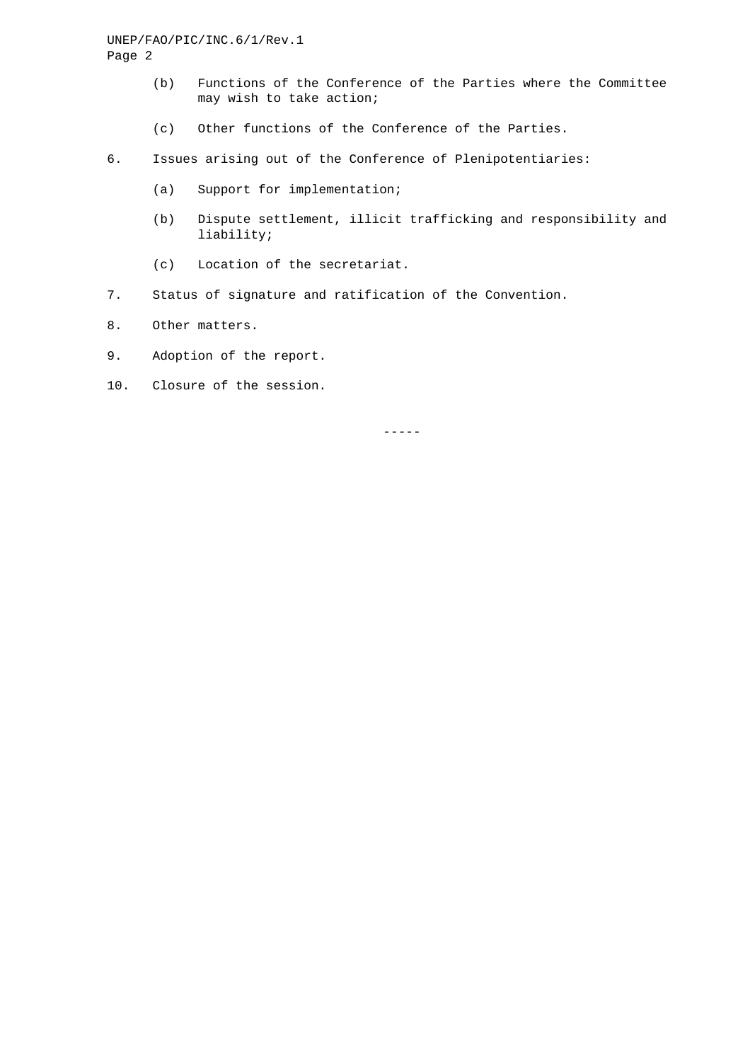(b) Functions of the Conference of the Parties where the Committee may wish to take action;

(c) Other functions of the Conference of the Parties.

6. Issues arising out of the Conference of Plenipotentiaries:

    (a) Support for implementation;

    (b) Dispute settlement, illicit trafficking and responsibility and liability;

    (c) Location of the secretariat.

7. Status of signature and ratification of the Convention.

8. Other matters.

9. Adoption of the report.

10. Closure of the session.

-----